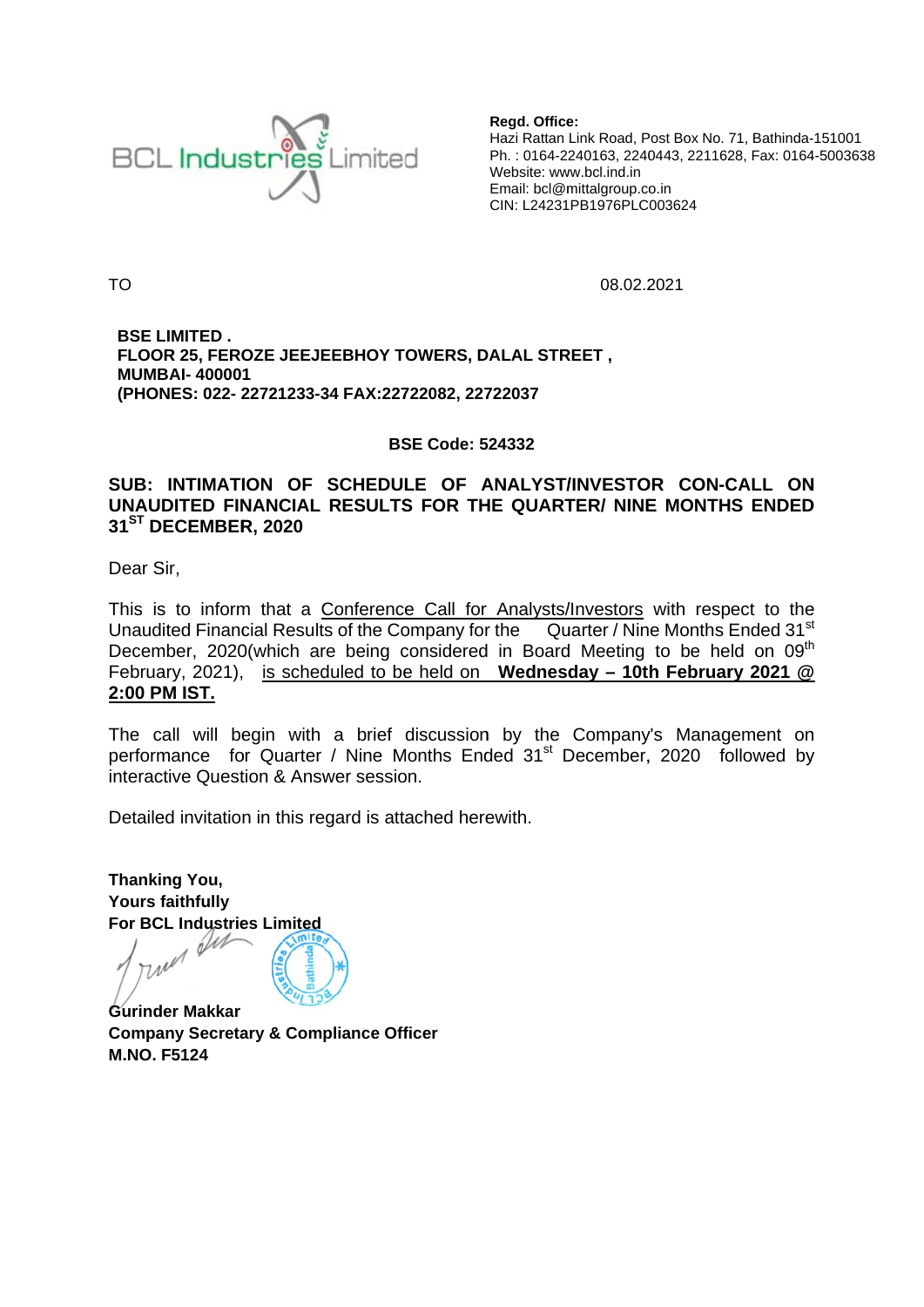BCL Industries Limited

**Regd. Office:**
Hazi Rattan Link Road, Post Box No. 71, Bathinda-151001
Ph. : 0164-2240163, 2240443, 2211628, Fax: 0164-5003638
Website: www.bcl.ind.in
Email: bcl@mittalgroup.co.in
CIN: L24231PB1976PLC003624

TO

08.02.2021

**BSE LIMITED .**
**FLOOR 25, FEROZE JEEJEEBHOY TOWERS, DALAL STREET ,**
**MUMBAI- 400001**
**(PHONES: 022- 22721233-34 FAX:22722082, 22722037**

**BSE Code: 524332**

**SUB: INTIMATION OF SCHEDULE OF ANALYST/INVESTOR CON-CALL ON UNAUDITED FINANCIAL RESULTS FOR THE QUARTER/ NINE MONTHS ENDED 31ST DECEMBER, 2020**

Dear Sir,

This is to inform that a Conference Call for Analysts/Investors with respect to the Unaudited Financial Results of the Company for the Quarter / Nine Months Ended 31st December, 2020(which are being considered in Board Meeting to be held on 09th February, 2021), is scheduled to be held on **Wednesday – 10th February 2021 @ 2:00 PM IST.**

The call will begin with a brief discussion by the Company's Management on performance for Quarter / Nine Months Ended 31st December, 2020 followed by interactive Question & Answer session.

Detailed invitation in this regard is attached herewith.

**Thanking You,**
**Yours faithfully**
**For BCL Industries Limited**

**Gurinder Makkar**
**Company Secretary & Compliance Officer**
**M.NO. F5124**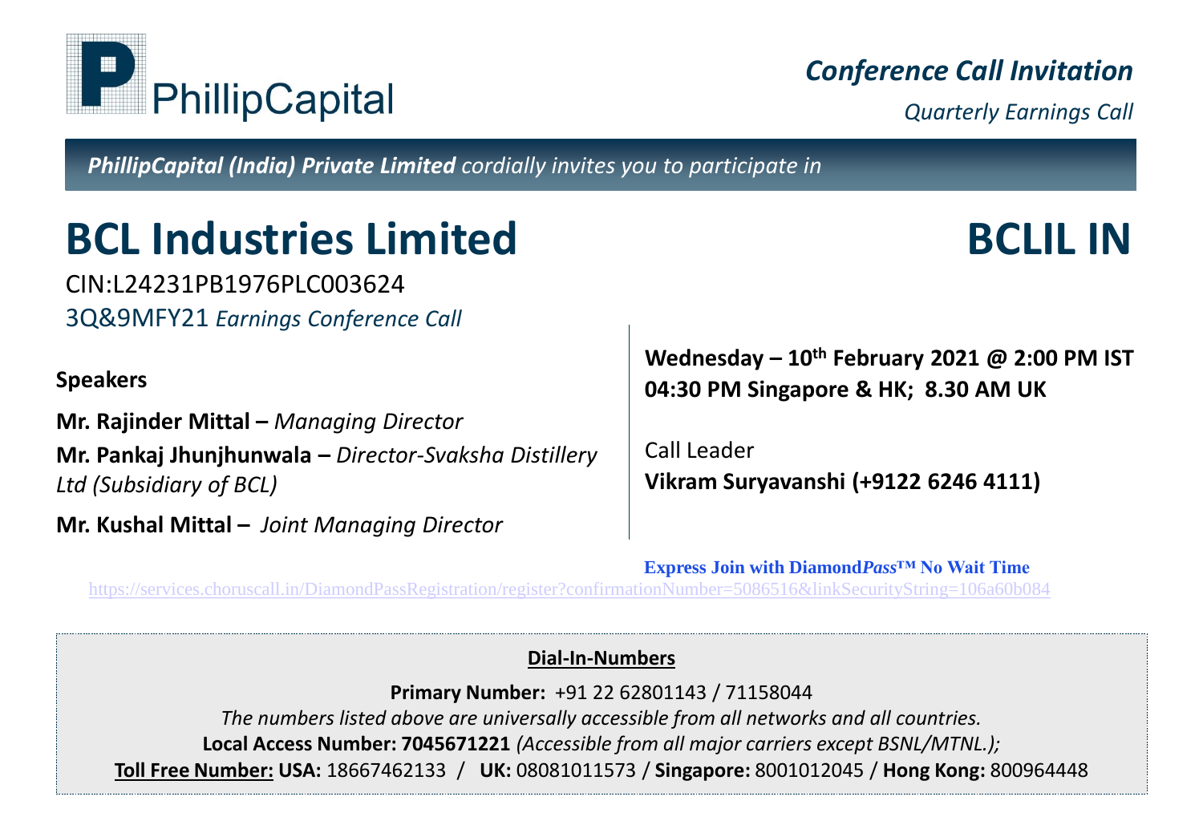PhillipCapital

*Conference Call Invitation*

*Quarterly Earnings Call*

***PhillipCapital (India) Private Limited** cordially invites you to participate in*

# BCL Industries Limited

# BCLIL IN

CIN:L24231PB1976PLC003624

3Q&9MFY21 *Earnings Conference Call*

**Speakers**

**Mr. Rajinder Mittal –** *Managing Director*

**Mr. Pankaj Jhunjhunwala –** *Director-Svaksha Distillery Ltd (Subsidiary of BCL)*

**Mr. Kushal Mittal –** *Joint Managing Director*

**Wednesday – 10th February 2021 @ 2:00 PM IST**
**04:30 PM Singapore & HK; 8.30 AM UK**

Call Leader

**Vikram Suryavanshi (+9122 6246 4111)**

**Express Join with Diamond*Pass*™ No Wait Time**

https://services.choruscall.in/DiamondPassRegistration/register?confirmationNumber=5086516&linkSecurityString=106a60b084

**Dial-In-Numbers**

**Primary Number:** +91 22 62801143 / 71158044

*The numbers listed above are universally accessible from all networks and all countries.*

**Local Access Number: 7045671221** *(Accessible from all major carriers except BSNL/MTNL.);*

**Toll Free Number:** **USA:** 18667462133 / **UK:** 08081011573 / **Singapore:** 8001012045 / **Hong Kong:** 800964448